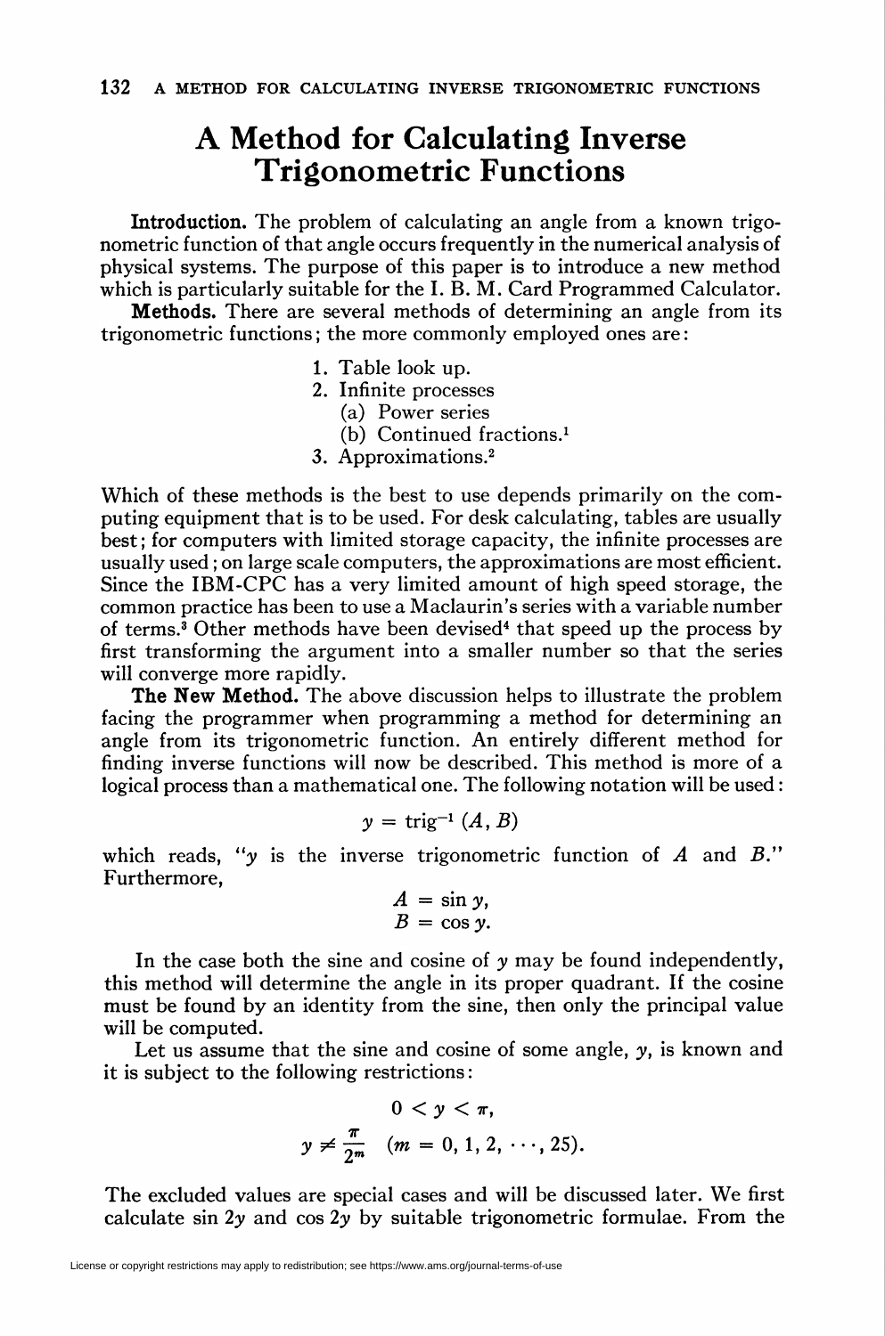# A Method for Calculating Inverse Trigonometric Functions

**Introduction.** The problem of calculating an angle from a known trigonometric function of that angle occurs frequently in the numerical analysis of physical systems. The purpose of this paper is to introduce a new method which is particularly suitable for the I. B. M. Card Programmed Calculator.

**Methods.** There are several methods of determining an angle from its trigonometric functions; the more commonly employed ones are:

1. Table look up.
2. Infinite processes
   (a) Power series
   (b) Continued fractions.[1]
3. Approximations.[2]

Which of these methods is the best to use depends primarily on the computing equipment that is to be used. For desk calculating, tables are usually best; for computers with limited storage capacity, the infinite processes are usually used; on large scale computers, the approximations are most efficient. Since the IBM-CPC has a very limited amount of high speed storage, the common practice has been to use a Maclaurin's series with a variable number of terms.[3] Other methods have been devised[4] that speed up the process by first transforming the argument into a smaller number so that the series will converge more rapidly.

**The New Method.** The above discussion helps to illustrate the problem facing the programmer when programming a method for determining an angle from its trigonometric function. An entirely different method for finding inverse functions will now be described. This method is more of a logical process than a mathematical one. The following notation will be used:

$$y = \text{trig}^{-1}(A, B)$$

which reads, "$y$ is the inverse trigonometric function of $A$ and $B$." Furthermore,

$$A = \sin y,$$
$$B = \cos y.$$

In the case both the sine and cosine of $y$ may be found independently, this method will determine the angle in its proper quadrant. If the cosine must be found by an identity from the sine, then only the principal value will be computed.

Let us assume that the sine and cosine of some angle, $y$, is known and it is subject to the following restrictions:

$$0 < y < \pi,$$
$$y \neq \frac{\pi}{2^m} \quad (m = 0, 1, 2, \cdots, 25).$$

The excluded values are special cases and will be discussed later. We first calculate $\sin 2y$ and $\cos 2y$ by suitable trigonometric formulae. From the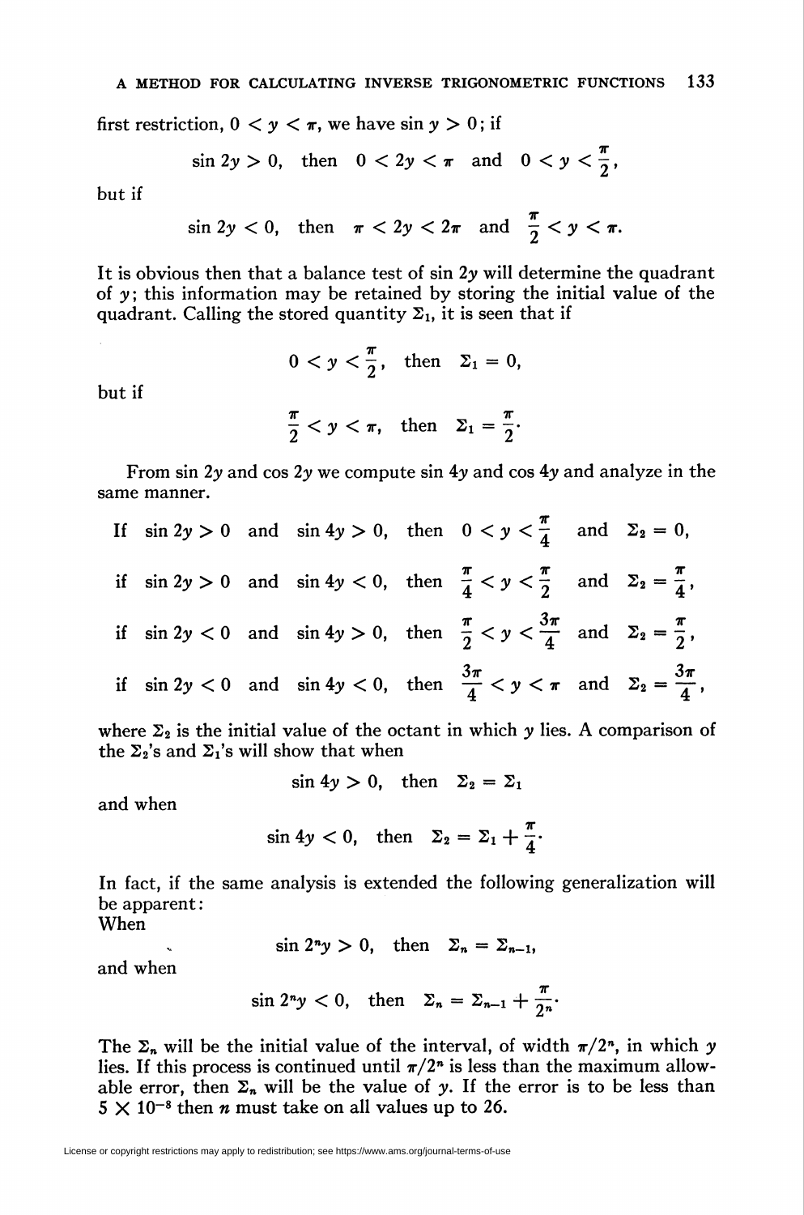first restriction, $0 < y < \pi$, we have $\sin y > 0$; if

$$\sin 2y > 0, \quad \text{then} \quad 0 < 2y < \pi \quad \text{and} \quad 0 < y < \frac{\pi}{2},$$

but if

$$\sin 2y < 0, \quad \text{then} \quad \pi < 2y < 2\pi \quad \text{and} \quad \frac{\pi}{2} < y < \pi.$$

It is obvious then that a balance test of $\sin 2y$ will determine the quadrant of $y$; this information may be retained by storing the initial value of the quadrant. Calling the stored quantity $\Sigma_1$, it is seen that if

$$0 < y < \frac{\pi}{2}, \quad \text{then} \quad \Sigma_1 = 0,$$

but if

$$\frac{\pi}{2} < y < \pi, \quad \text{then} \quad \Sigma_1 = \frac{\pi}{2}.$$

From $\sin 2y$ and $\cos 2y$ we compute $\sin 4y$ and $\cos 4y$ and analyze in the same manner.

$$\text{If} \quad \sin 2y > 0 \quad \text{and} \quad \sin 4y > 0, \quad \text{then} \quad 0 < y < \frac{\pi}{4} \quad \text{and} \quad \Sigma_2 = 0,$$

$$\text{if} \quad \sin 2y > 0 \quad \text{and} \quad \sin 4y < 0, \quad \text{then} \quad \frac{\pi}{4} < y < \frac{\pi}{2} \quad \text{and} \quad \Sigma_2 = \frac{\pi}{4},$$

$$\text{if} \quad \sin 2y < 0 \quad \text{and} \quad \sin 4y > 0, \quad \text{then} \quad \frac{\pi}{2} < y < \frac{3\pi}{4} \quad \text{and} \quad \Sigma_2 = \frac{\pi}{2},$$

$$\text{if} \quad \sin 2y < 0 \quad \text{and} \quad \sin 4y < 0, \quad \text{then} \quad \frac{3\pi}{4} < y < \pi \quad \text{and} \quad \Sigma_2 = \frac{3\pi}{4},$$

where $\Sigma_2$ is the initial value of the octant in which $y$ lies. A comparison of the $\Sigma_2$'s and $\Sigma_1$'s will show that when

$$\sin 4y > 0, \quad \text{then} \quad \Sigma_2 = \Sigma_1$$

and when

$$\sin 4y < 0, \quad \text{then} \quad \Sigma_2 = \Sigma_1 + \frac{\pi}{4}.$$

In fact, if the same analysis is extended the following generalization will be apparent:
When

$$\sin 2^n y > 0, \quad \text{then} \quad \Sigma_n = \Sigma_{n-1},$$

and when

$$\sin 2^n y < 0, \quad \text{then} \quad \Sigma_n = \Sigma_{n-1} + \frac{\pi}{2^n}.$$

The $\Sigma_n$ will be the initial value of the interval, of width $\pi/2^n$, in which $y$ lies. If this process is continued until $\pi/2^n$ is less than the maximum allowable error, then $\Sigma_n$ will be the value of $y$. If the error is to be less than $5 \times 10^{-8}$ then $n$ must take on all values up to 26.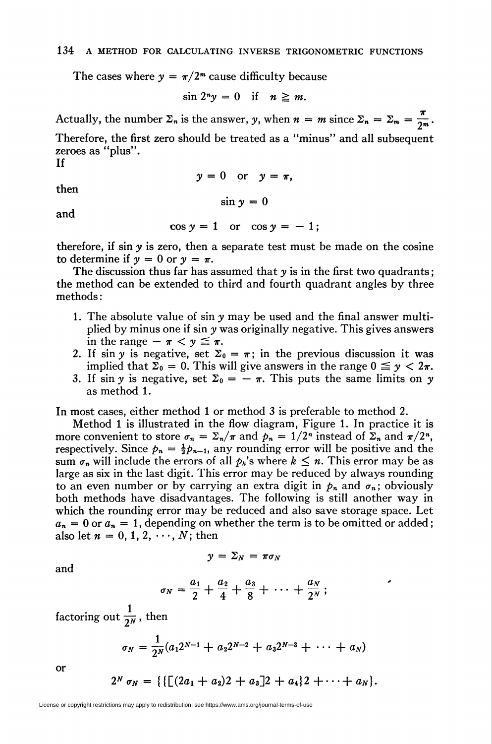The cases where $y = \pi/2^m$ cause difficulty because

$$\sin 2^n y = 0 \quad \text{if} \quad n \geqq m.$$

Actually, the number $\Sigma_n$ is the answer, $y$, when $n = m$ since $\Sigma_n = \Sigma_m = \dfrac{\pi}{2^m}$. Therefore, the first zero should be treated as a "minus" and all subsequent zeroes as "plus".

If

$$y = 0 \quad \text{or} \quad y = \pi,$$

then

$$\sin y = 0$$

and

$$\cos y = 1 \quad \text{or} \quad \cos y = -1;$$

therefore, if $\sin y$ is zero, then a separate test must be made on the cosine to determine if $y = 0$ or $y = \pi$.

The discussion thus far has assumed that $y$ is in the first two quadrants; the method can be extended to third and fourth quadrant angles by three methods:

1. The absolute value of $\sin y$ may be used and the final answer multiplied by minus one if $\sin y$ was originally negative. This gives answers in the range $-\pi < y \leqq \pi$.
2. If $\sin y$ is negative, set $\Sigma_0 = \pi$; in the previous discussion it was implied that $\Sigma_0 = 0$. This will give answers in the range $0 \leqq y < 2\pi$.
3. If $\sin y$ is negative, set $\Sigma_0 = -\pi$. This puts the same limits on $y$ as method 1.

In most cases, either method 1 or method 3 is preferable to method 2.

Method 1 is illustrated in the flow diagram, Figure 1. In practice it is more convenient to store $\sigma_n = \Sigma_n/\pi$ and $p_n = 1/2^n$ instead of $\Sigma_n$ and $\pi/2^n$, respectively. Since $p_n = \frac{1}{2}p_{n-1}$, any rounding error will be positive and the sum $\sigma_n$ will include the errors of all $p_k$'s where $k \leq n$. This error may be as large as six in the last digit. This error may be reduced by always rounding to an even number or by carrying an extra digit in $p_n$ and $\sigma_n$; obviously both methods have disadvantages. The following is still another way in which the rounding error may be reduced and also save storage space. Let $a_n = 0$ or $a_n = 1$, depending on whether the term is to be omitted or added; also let $n = 0, 1, 2, \cdots, N$; then

$$y = \Sigma_N = \pi\sigma_N$$

and

$$\sigma_N = \frac{a_1}{2} + \frac{a_2}{4} + \frac{a_3}{8} + \cdots + \frac{a_N}{2^N};$$

factoring out $\dfrac{1}{2^N}$, then

$$\sigma_N = \frac{1}{2^N}(a_1 2^{N-1} + a_2 2^{N-2} + a_3 2^{N-3} + \cdots + a_N)$$

or

$$2^N \sigma_N = \{\{[(2a_1 + a_2)2 + a_3]2 + a_4\}2 + \cdots + a_N\}.$$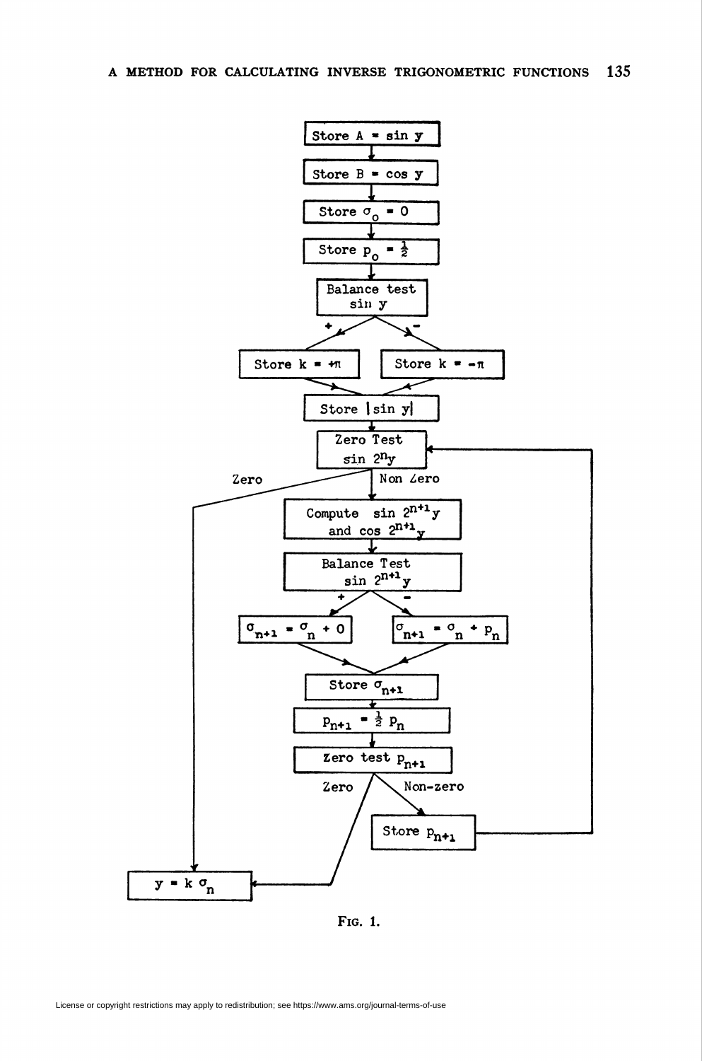- Store $A = \sin y$
- Store $B = \cos y$
- Store $\sigma_0 = 0$
- Store $p_0 = \frac{1}{2}$
- Balance test $\sin y$
  - $+$: Store $k = +\pi$
  - $-$: Store $k = -\pi$
- Store $|\sin y|$
- Zero Test $\sin 2^n y$
  - Zero: $y = k\,\sigma_n$
  - Non Zero:
    - Compute $\sin 2^{n+1} y$ and $\cos 2^{n+1} y$
    - Balance Test $\sin 2^{n+1} y$
      - $+$: $\sigma_{n+1} = \sigma_n + 0$
      - $-$: $\sigma_{n+1} = \sigma_n + p_n$
    - Store $\sigma_{n+1}$
    - $p_{n+1} = \frac{1}{2} p_n$
    - Zero test $p_{n+1}$
      - Zero: $y = k\,\sigma_n$
      - Non-zero: Store $p_{n+1}$ (return to Zero Test $\sin 2^n y$)

Fig. 1.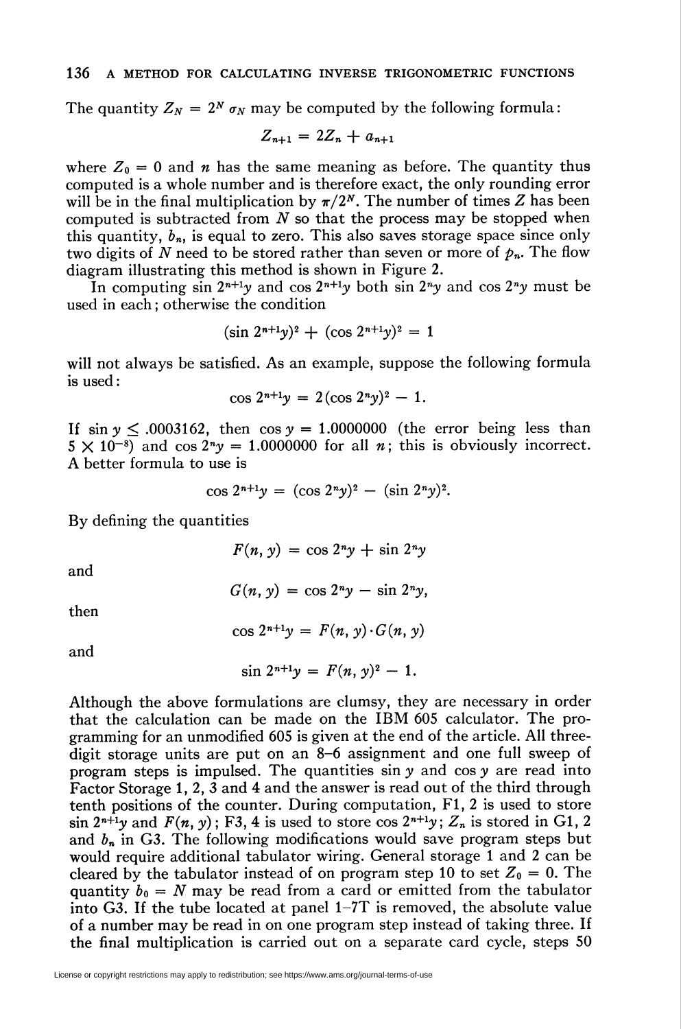The quantity $Z_N = 2^N \sigma_N$ may be computed by the following formula:

$$Z_{n+1} = 2Z_n + a_{n+1}$$

where $Z_0 = 0$ and $n$ has the same meaning as before. The quantity thus computed is a whole number and is therefore exact, the only rounding error will be in the final multiplication by $\pi/2^N$. The number of times $Z$ has been computed is subtracted from $N$ so that the process may be stopped when this quantity, $b_n$, is equal to zero. This also saves storage space since only two digits of $N$ need to be stored rather than seven or more of $p_n$. The flow diagram illustrating this method is shown in Figure 2.

In computing $\sin 2^{n+1}y$ and $\cos 2^{n+1}y$ both $\sin 2^n y$ and $\cos 2^n y$ must be used in each; otherwise the condition

$$(\sin 2^{n+1}y)^2 + (\cos 2^{n+1}y)^2 = 1$$

will not always be satisfied. As an example, suppose the following formula is used:

$$\cos 2^{n+1}y = 2(\cos 2^n y)^2 - 1.$$

If $\sin y \leq .0003162$, then $\cos y = 1.0000000$ (the error being less than $5 \times 10^{-8}$) and $\cos 2^n y = 1.0000000$ for all $n$; this is obviously incorrect. A better formula to use is

$$\cos 2^{n+1}y = (\cos 2^n y)^2 - (\sin 2^n y)^2.$$

By defining the quantities

$$F(n, y) = \cos 2^n y + \sin 2^n y$$

and

$$G(n, y) = \cos 2^n y - \sin 2^n y,$$

then

$$\cos 2^{n+1}y = F(n, y) \cdot G(n, y)$$

and

$$\sin 2^{n+1}y = F(n, y)^2 - 1.$$

Although the above formulations are clumsy, they are necessary in order that the calculation can be made on the IBM 605 calculator. The programming for an unmodified 605 is given at the end of the article. All three-digit storage units are put on an 8–6 assignment and one full sweep of program steps is impulsed. The quantities $\sin y$ and $\cos y$ are read into Factor Storage 1, 2, 3 and 4 and the answer is read out of the third through tenth positions of the counter. During computation, F1, 2 is used to store $\sin 2^{n+1}y$ and $F(n, y)$; F3, 4 is used to store $\cos 2^{n+1}y$; $Z_n$ is stored in G1, 2 and $b_n$ in G3. The following modifications would save program steps but would require additional tabulator wiring. General storage 1 and 2 can be cleared by the tabulator instead of on program step 10 to set $Z_0 = 0$. The quantity $b_0 = N$ may be read from a card or emitted from the tabulator into G3. If the tube located at panel 1–7T is removed, the absolute value of a number may be read in on one program step instead of taking three. If the final multiplication is carried out on a separate card cycle, steps 50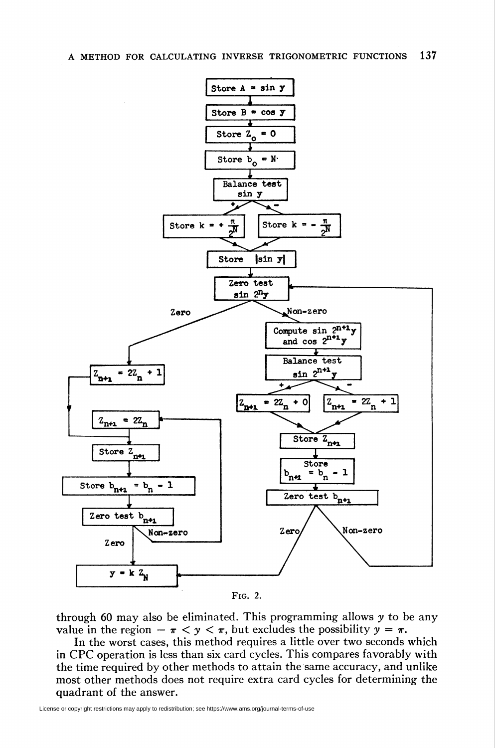```
Store A = sin y
      ↓
Store B = cos y
      ↓
Store Z_0 = 0
      ↓
Store b_0 = N
      ↓
Balance test sin y
   +  → Store k = + π/2^N
   -  → Store k = - π/2^N
      ↓
Store |sin y|
      ↓
Zero test sin 2^n y   ←──────────────────────────────┐
   Zero     → Z_{n+1} = 2Z_n + 1 → (go to Store Z_{n+1})   │
   Non-zero → Compute sin 2^{n+1} y and cos 2^{n+1} y      │
              ↓                                            │
              Balance test sin 2^{n+1} y                   │
                 +  → Z_{n+1} = 2Z_n + 0                   │
                 -  → Z_{n+1} = 2Z_n + 1                   │
              ↓                                            │
              Store Z_{n+1}                                │
              ↓                                            │
              Store b_{n+1} = b_n - 1                      │
              ↓                                            │
              Zero test b_{n+1}                            │
                 Zero     → y = k Z_N                      │
                 Non-zero ─────────────────────────────────┘

Left branch:
Z_{n+1} = 2Z_n   ←──────────┐
      ↓                     │
Store Z_{n+1}               │
      ↓                     │
Store b_{n+1} = b_n - 1     │
      ↓                     │
Zero test b_{n+1}           │
   Non-zero ────────────────┘
   Zero → y = k Z_N
```

FIG. 2.

through 60 may also be eliminated. This programming allows $y$ to be any value in the region $-\pi < y < \pi$, but excludes the possibility $y = \pi$.

In the worst cases, this method requires a little over two seconds which in CPC operation is less than six card cycles. This compares favorably with the time required by other methods to attain the same accuracy, and unlike most other methods does not require extra card cycles for determining the quadrant of the answer.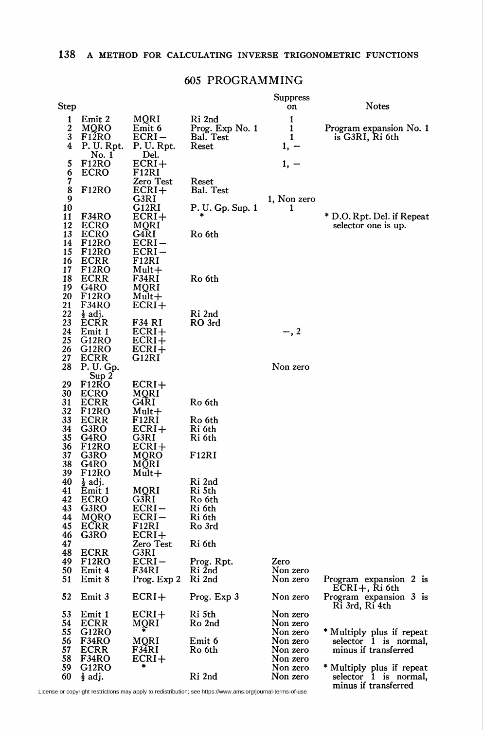## 605 PROGRAMMING

| Step | | | | Suppress on | Notes |
|---|---|---|---|---|---|
| 1 | Emit 2 | MQRI | Ri 2nd | 1 | |
| 2 | MQRO | Emit 6 | Prog. Exp No. 1 | 1 | Program expansion No. 1 |
| 3 | F12RO | ECRI− | Bal. Test | 1 | is G3RI, Ri 6th |
| 4 | P. U. Rpt. No. 1 | P. U. Rpt. Del. | Reset | 1, − | |
| 5 | F12RO | ECRI+ | | 1, − | |
| 6 | ECRO | F12RI | | | |
| 7 | | Zero Test | Reset | | |
| 8 | F12RO | ECRI+ | Bal. Test | | |
| 9 | | G3RI | | 1, Non zero | |
| 10 | | G12RI | P. U. Gp. Sup. 1 | 1 | |
| 11 | F34RO | ECRI+ | * | | * D.O. Rpt. Del. if Repeat |
| 12 | ECRO | MQRI | | | selector one is up. |
| 13 | ECRO | G4RI | Ro 6th | | |
| 14 | F12RO | ECRI− | | | |
| 15 | F12RO | ECRI− | | | |
| 16 | ECRR | F12RI | | | |
| 17 | F12RO | Mult+ | | | |
| 18 | ECRR | F34RI | Ro 6th | | |
| 19 | G4RO | MQRI | | | |
| 20 | F12RO | Mult+ | | | |
| 21 | F34RO | ECRI+ | | | |
| 22 | ½ adj. | | Ri 2nd | | |
| 23 | ECRR | F34 RI | RO 3rd | | |
| 24 | Emit 1 | ECRI+ | | −, 2 | |
| 25 | G12RO | ECRI+ | | | |
| 26 | G12RO | ECRI+ | | | |
| 27 | ECRR | G12RI | | | |
| 28 | P. U. Gp. Sup 2 | | | Non zero | |
| 29 | F12RO | ECRI+ | | | |
| 30 | ECRO | MQRI | | | |
| 31 | ECRR | G4RI | Ro 6th | | |
| 32 | F12RO | Mult+ | | | |
| 33 | ECRR | F12RI | Ro 6th | | |
| 34 | G3RO | ECRI+ | Ri 6th | | |
| 35 | G4RO | G3RI | Ri 6th | | |
| 36 | F12RO | ECRI+ | | | |
| 37 | G3RO | MQRO | F12RI | | |
| 38 | G4RO | MQRI | | | |
| 39 | F12RO | Mult+ | | | |
| 40 | ½ adj. | | Ri 2nd | | |
| 41 | Emit 1 | MQRI | Ri 5th | | |
| 42 | ECRO | G3RI | Ro 6th | | |
| 43 | G3RO | ECRI− | Ri 6th | | |
| 44 | MQRO | ECRI− | Ri 6th | | |
| 45 | ECRR | F12RI | Ro 3rd | | |
| 46 | G3RO | ECRI+ | | | |
| 47 | | Zero Test | Ri 6th | | |
| 48 | ECRR | G3RI | | | |
| 49 | F12RO | ECRI− | Prog. Rpt. | Zero | |
| 50 | Emit 4 | F34RI | Ri 2nd | Non zero | |
| 51 | Emit 8 | Prog. Exp 2 | Ri 2nd | Non zero | Program expansion 2 is ECRI+, Ri 6th |
| 52 | Emit 3 | ECRI+ | Prog. Exp 3 | Non zero | Program expansion 3 is Ri 3rd, Ri 4th |
| 53 | Emit 1 | ECRI+ | Ri 5th | Non zero | |
| 54 | ECRR | MQRI | Ro 2nd | Non zero | |
| 55 | G12RO | * | | Non zero | * Multiply plus if repeat |
| 56 | F34RO | MQRI | Emit 6 | Non zero | selector 1 is normal, |
| 57 | ECRR | F34RI | Ro 6th | Non zero | minus if transferred |
| 58 | F34RO | ECRI+ | | Non zero | |
| 59 | G12RO | * | | Non zero | * Multiply plus if repeat |
| 60 | ½ adj. | | Ri 2nd | Non zero | selector 1 is normal, minus if transferred |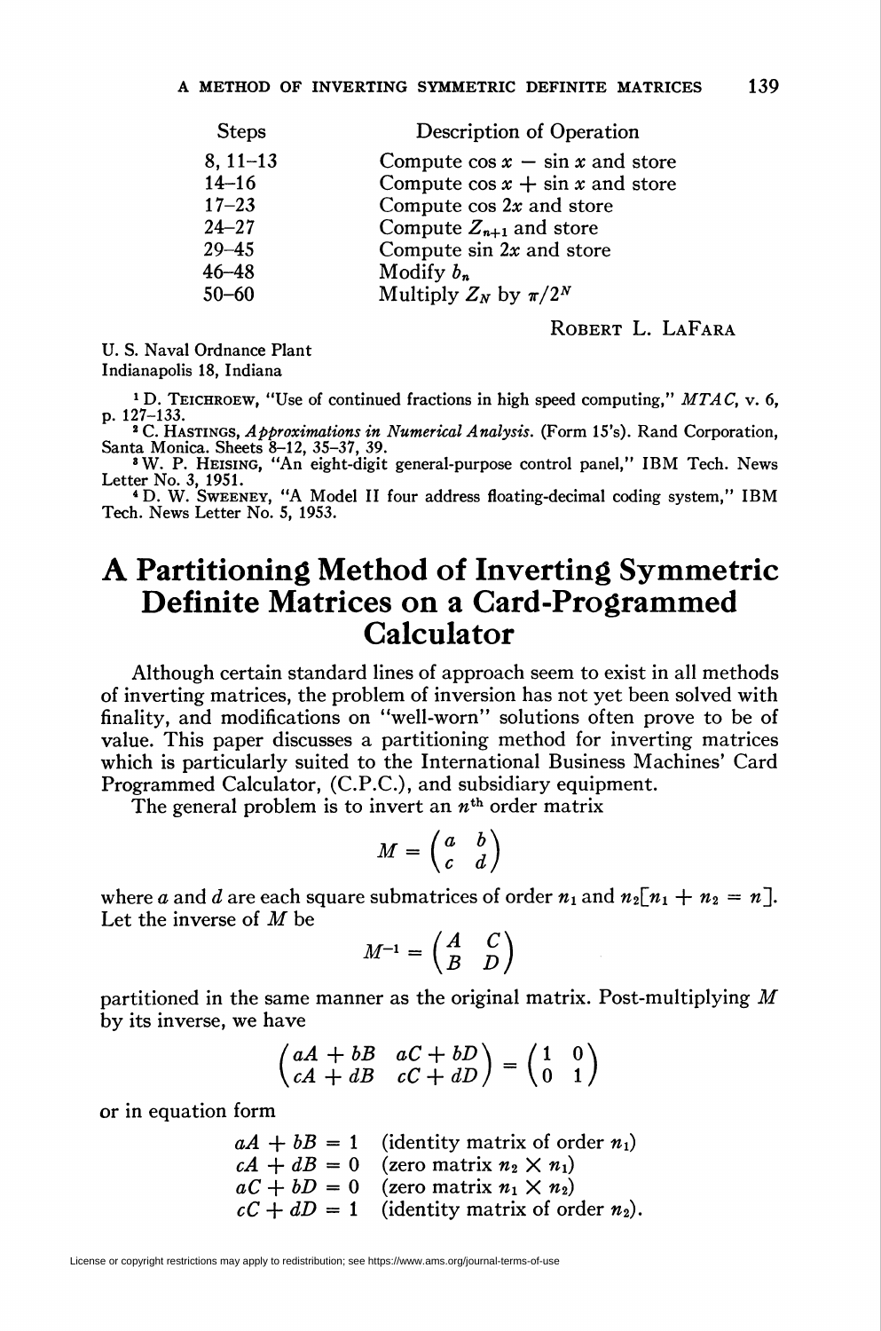| Steps | Description of Operation |
| --- | --- |
| 8, 11–13 | Compute $\cos x - \sin x$ and store |
| 14–16 | Compute $\cos x + \sin x$ and store |
| 17–23 | Compute $\cos 2x$ and store |
| 24–27 | Compute $Z_{n+1}$ and store |
| 29–45 | Compute $\sin 2x$ and store |
| 46–48 | Modify $b_n$ |
| 50–60 | Multiply $Z_N$ by $\pi/2^N$ |

ROBERT L. LAFARA

U. S. Naval Ordnance Plant
Indianapolis 18, Indiana

[1] D. TEICHROEW, "Use of continued fractions in high speed computing," *MTAC*, v. 6, p. 127–133.

[2] C. HASTINGS, *Approximations in Numerical Analysis.* (Form 15's). Rand Corporation, Santa Monica. Sheets 8–12, 35–37, 39.

[3] W. P. HEISING, "An eight-digit general-purpose control panel," IBM Tech. News Letter No. 3, 1951.

[4] D. W. SWEENEY, "A Model II four address floating-decimal coding system," IBM Tech. News Letter No. 5, 1953.

# A Partitioning Method of Inverting Symmetric Definite Matrices on a Card-Programmed Calculator

Although certain standard lines of approach seem to exist in all methods of inverting matrices, the problem of inversion has not yet been solved with finality, and modifications on "well-worn" solutions often prove to be of value. This paper discusses a partitioning method for inverting matrices which is particularly suited to the International Business Machines' Card Programmed Calculator, (C.P.C.), and subsidiary equipment.

The general problem is to invert an $n^{\text{th}}$ order matrix

$$M = \begin{pmatrix} a & b \\ c & d \end{pmatrix}$$

where $a$ and $d$ are each square submatrices of order $n_1$ and $n_2[n_1 + n_2 = n]$. Let the inverse of $M$ be

$$M^{-1} = \begin{pmatrix} A & C \\ B & D \end{pmatrix}$$

partitioned in the same manner as the original matrix. Post-multiplying $M$ by its inverse, we have

$$\begin{pmatrix} aA + bB & aC + bD \\ cA + dB & cC + dD \end{pmatrix} = \begin{pmatrix} 1 & 0 \\ 0 & 1 \end{pmatrix}$$

or in equation form

$$\begin{aligned} aA + bB &= 1 \quad \text{(identity matrix of order } n_1) \\ cA + dB &= 0 \quad \text{(zero matrix } n_2 \times n_1) \\ aC + bD &= 0 \quad \text{(zero matrix } n_1 \times n_2) \\ cC + dD &= 1 \quad \text{(identity matrix of order } n_2). \end{aligned}$$